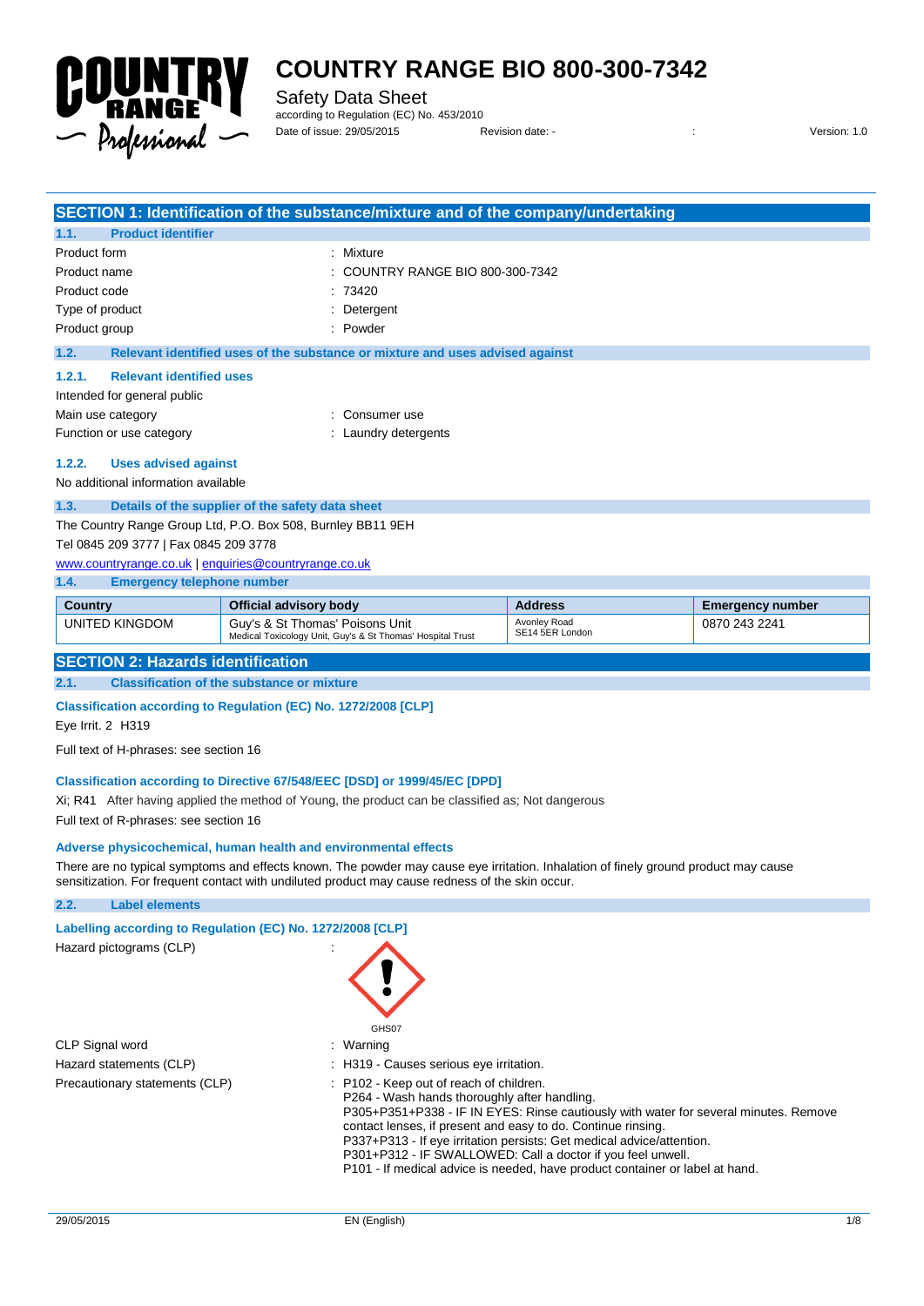# COUNTRY RANGE BIO 800-300-7342

Safety Data Sheet
according to Regulation (EC) No. 453/2010

Date of issue: 29/05/2015 Revision date: - : Version: 1.0

## SECTION 1: Identification of the substance/mixture and of the company/undertaking

### 1.1. Product identifier

Product form : Mixture

Product name : COUNTRY RANGE BIO 800-300-7342

Product code : 73420

Type of product : Detergent

Product group : Powder

### 1.2. Relevant identified uses of the substance or mixture and uses advised against

#### 1.2.1. Relevant identified uses

Intended for general public

Main use category : Consumer use

Function or use category : Laundry detergents

#### 1.2.2. Uses advised against

No additional information available

### 1.3. Details of the supplier of the safety data sheet

The Country Range Group Ltd, P.O. Box 508, Burnley BB11 9EH

Tel 0845 209 3777 | Fax 0845 209 3778

www.countryrange.co.uk | enquiries@countryrange.co.uk

### 1.4. Emergency telephone number

| Country | Official advisory body | Address | Emergency number |
|---|---|---|---|
| UNITED KINGDOM | Guy's & St Thomas' Poisons Unit<br>Medical Toxicology Unit, Guy's & St Thomas' Hospital Trust | Avonley Road<br>SE14 5ER London | 0870 243 2241 |

## SECTION 2: Hazards identification

### 2.1. Classification of the substance or mixture

**Classification according to Regulation (EC) No. 1272/2008 [CLP]**

Eye Irrit. 2 H319

Full text of H-phrases: see section 16

**Classification according to Directive 67/548/EEC [DSD] or 1999/45/EC [DPD]**

Xi; R41 After having applied the method of Young, the product can be classified as; Not dangerous

Full text of R-phrases: see section 16

**Adverse physicochemical, human health and environmental effects**

There are no typical symptoms and effects known. The powder may cause eye irritation. Inhalation of finely ground product may cause sensitization. For frequent contact with undiluted product may cause redness of the skin occur.

### 2.2. Label elements

**Labelling according to Regulation (EC) No. 1272/2008 [CLP]**

Hazard pictograms (CLP) :

GHS07

CLP Signal word : Warning

Hazard statements (CLP) : H319 - Causes serious eye irritation.

Precautionary statements (CLP) : P102 - Keep out of reach of children.
P264 - Wash hands thoroughly after handling.
P305+P351+P338 - IF IN EYES: Rinse cautiously with water for several minutes. Remove contact lenses, if present and easy to do. Continue rinsing.
P337+P313 - If eye irritation persists: Get medical advice/attention.
P301+P312 - IF SWALLOWED: Call a doctor if you feel unwell.
P101 - If medical advice is needed, have product container or label at hand.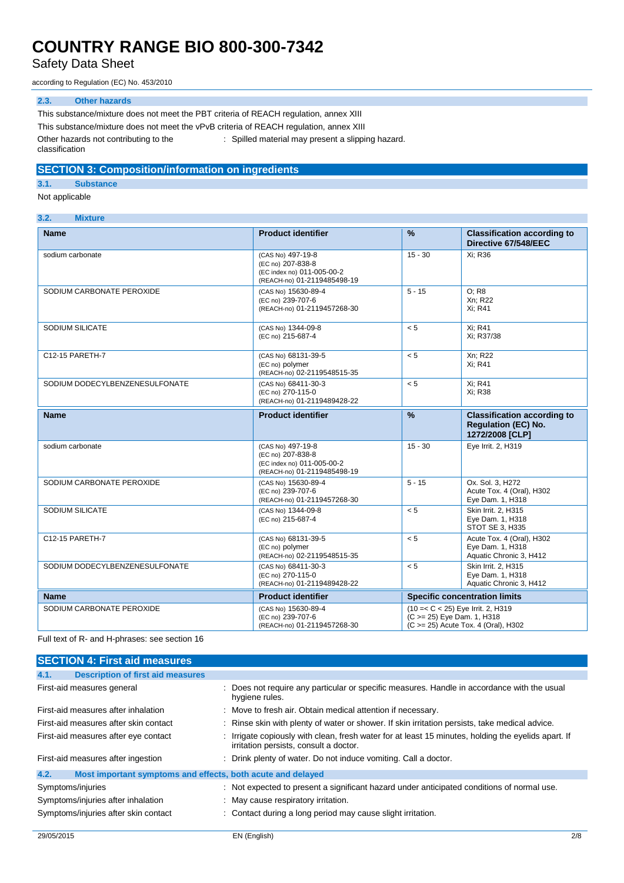#### 2.3. Other hazards

This substance/mixture does not meet the PBT criteria of REACH regulation, annex XIII

This substance/mixture does not meet the vPvB criteria of REACH regulation, annex XIII

Other hazards not contributing to the classification : Spilled material may present a slipping hazard.

## SECTION 3: Composition/information on ingredients

#### 3.1. Substance

Not applicable

#### 3.2. Mixture

| Name | Product identifier | % | Classification according to Directive 67/548/EEC |
|---|---|---|---|
| sodium carbonate | (CAS No) 497-19-8<br>(EC no) 207-838-8<br>(EC index no) 011-005-00-2<br>(REACH-no) 01-2119485498-19 | 15 - 30 | Xi; R36 |
| SODIUM CARBONATE PEROXIDE | (CAS No) 15630-89-4<br>(EC no) 239-707-6<br>(REACH-no) 01-2119457268-30 | 5 - 15 | O; R8<br>Xn; R22<br>Xi; R41 |
| SODIUM SILICATE | (CAS No) 1344-09-8<br>(EC no) 215-687-4 | < 5 | Xi; R41<br>Xi; R37/38 |
| C12-15 PARETH-7 | (CAS No) 68131-39-5<br>(EC no) polymer<br>(REACH-no) 02-2119548515-35 | < 5 | Xn; R22<br>Xi; R41 |
| SODIUM DODECYLBENZENESULFONATE | (CAS No) 68411-30-3<br>(EC no) 270-115-0<br>(REACH-no) 01-2119489428-22 | < 5 | Xi; R41<br>Xi; R38 |

| Name | Product identifier | % | Classification according to Regulation (EC) No. 1272/2008 [CLP] |
|---|---|---|---|
| sodium carbonate | (CAS No) 497-19-8<br>(EC no) 207-838-8<br>(EC index no) 011-005-00-2<br>(REACH-no) 01-2119485498-19 | 15 - 30 | Eye Irrit. 2, H319 |
| SODIUM CARBONATE PEROXIDE | (CAS No) 15630-89-4<br>(EC no) 239-707-6<br>(REACH-no) 01-2119457268-30 | 5 - 15 | Ox. Sol. 3, H272<br>Acute Tox. 4 (Oral), H302<br>Eye Dam. 1, H318 |
| SODIUM SILICATE | (CAS No) 1344-09-8<br>(EC no) 215-687-4 | < 5 | Skin Irrit. 2, H315<br>Eye Dam. 1, H318<br>STOT SE 3, H335 |
| C12-15 PARETH-7 | (CAS No) 68131-39-5<br>(EC no) polymer<br>(REACH-no) 02-2119548515-35 | < 5 | Acute Tox. 4 (Oral), H302<br>Eye Dam. 1, H318<br>Aquatic Chronic 3, H412 |
| SODIUM DODECYLBENZENESULFONATE | (CAS No) 68411-30-3<br>(EC no) 270-115-0<br>(REACH-no) 01-2119489428-22 | < 5 | Skin Irrit. 2, H315<br>Eye Dam. 1, H318<br>Aquatic Chronic 3, H412 |

| Name | Product identifier | Specific concentration limits |
|---|---|---|
| SODIUM CARBONATE PEROXIDE | (CAS No) 15630-89-4<br>(EC no) 239-707-6<br>(REACH-no) 01-2119457268-30 | (10 =< C < 25) Eye Irrit. 2, H319<br>(C >= 25) Eye Dam. 1, H318<br>(C >= 25) Acute Tox. 4 (Oral), H302 |

Full text of R- and H-phrases: see section 16

## SECTION 4: First aid measures

#### 4.1. Description of first aid measures

First-aid measures general : Does not require any particular or specific measures. Handle in accordance with the usual hygiene rules.

First-aid measures after inhalation : Move to fresh air. Obtain medical attention if necessary.

First-aid measures after skin contact : Rinse skin with plenty of water or shower. If skin irritation persists, take medical advice.

First-aid measures after eye contact : Irrigate copiously with clean, fresh water for at least 15 minutes, holding the eyelids apart. If irritation persists, consult a doctor.

First-aid measures after ingestion : Drink plenty of water. Do not induce vomiting. Call a doctor.

#### 4.2. Most important symptoms and effects, both acute and delayed

Symptoms/injuries : Not expected to present a significant hazard under anticipated conditions of normal use.

Symptoms/injuries after inhalation : May cause respiratory irritation.

Symptoms/injuries after skin contact : Contact during a long period may cause slight irritation.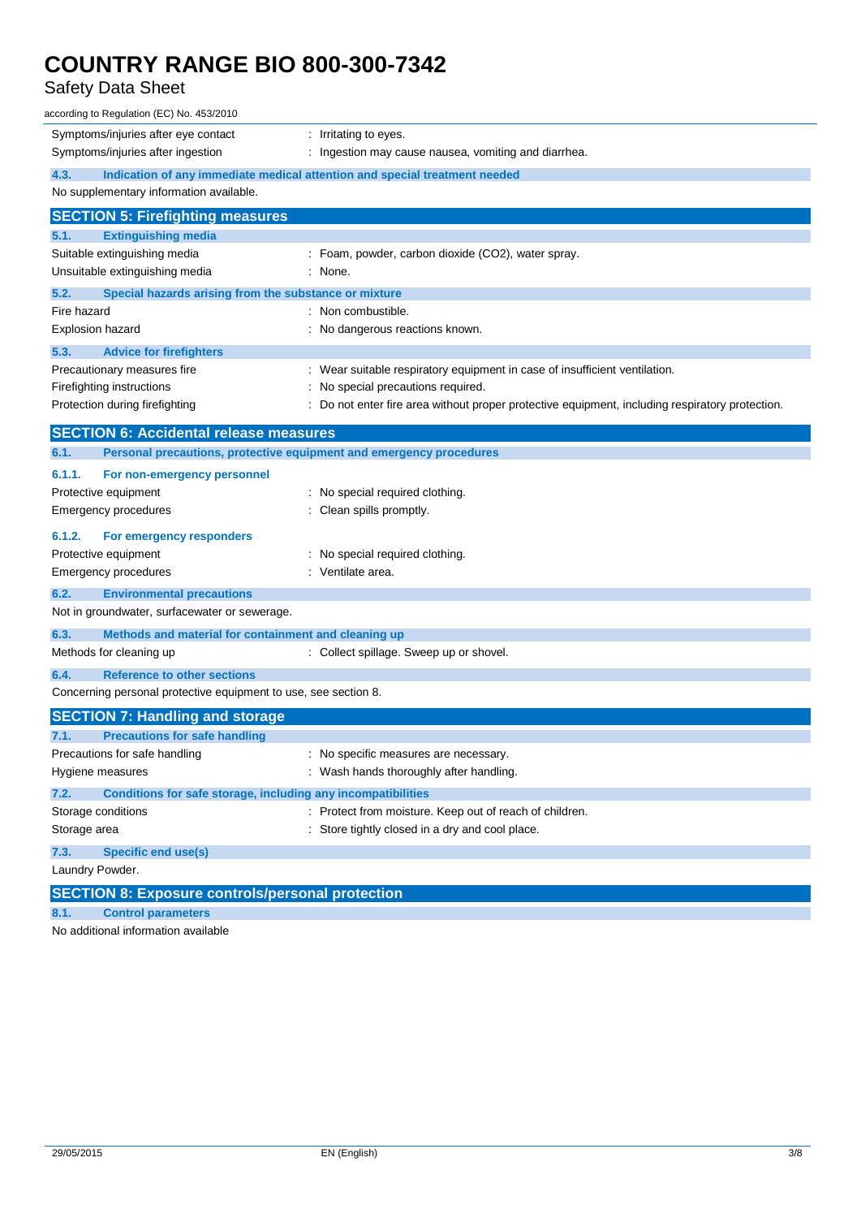Symptoms/injuries after eye contact : Irritating to eyes.

Symptoms/injuries after ingestion : Ingestion may cause nausea, vomiting and diarrhea.

### 4.3. Indication of any immediate medical attention and special treatment needed

No supplementary information available.

## SECTION 5: Firefighting measures

### 5.1. Extinguishing media

Suitable extinguishing media : Foam, powder, carbon dioxide ($CO_2$), water spray.

Unsuitable extinguishing media : None.

### 5.2. Special hazards arising from the substance or mixture

Fire hazard : Non combustible.

Explosion hazard : No dangerous reactions known.

### 5.3. Advice for firefighters

Precautionary measures fire : Wear suitable respiratory equipment in case of insufficient ventilation.

Firefighting instructions : No special precautions required.

Protection during firefighting : Do not enter fire area without proper protective equipment, including respiratory protection.

## SECTION 6: Accidental release measures

### 6.1. Personal precautions, protective equipment and emergency procedures

#### 6.1.1. For non-emergency personnel

Protective equipment : No special required clothing.

Emergency procedures : Clean spills promptly.

#### 6.1.2. For emergency responders

Protective equipment : No special required clothing.

Emergency procedures : Ventilate area.

### 6.2. Environmental precautions

Not in groundwater, surfacewater or sewerage.

### 6.3. Methods and material for containment and cleaning up

Methods for cleaning up : Collect spillage. Sweep up or shovel.

### 6.4. Reference to other sections

Concerning personal protective equipment to use, see section 8.

## SECTION 7: Handling and storage

### 7.1. Precautions for safe handling

Precautions for safe handling : No specific measures are necessary.

Hygiene measures : Wash hands thoroughly after handling.

### 7.2. Conditions for safe storage, including any incompatibilities

Storage conditions : Protect from moisture. Keep out of reach of children.

Storage area : Store tightly closed in a dry and cool place.

### 7.3. Specific end use(s)

Laundry Powder.

## SECTION 8: Exposure controls/personal protection

### 8.1. Control parameters

No additional information available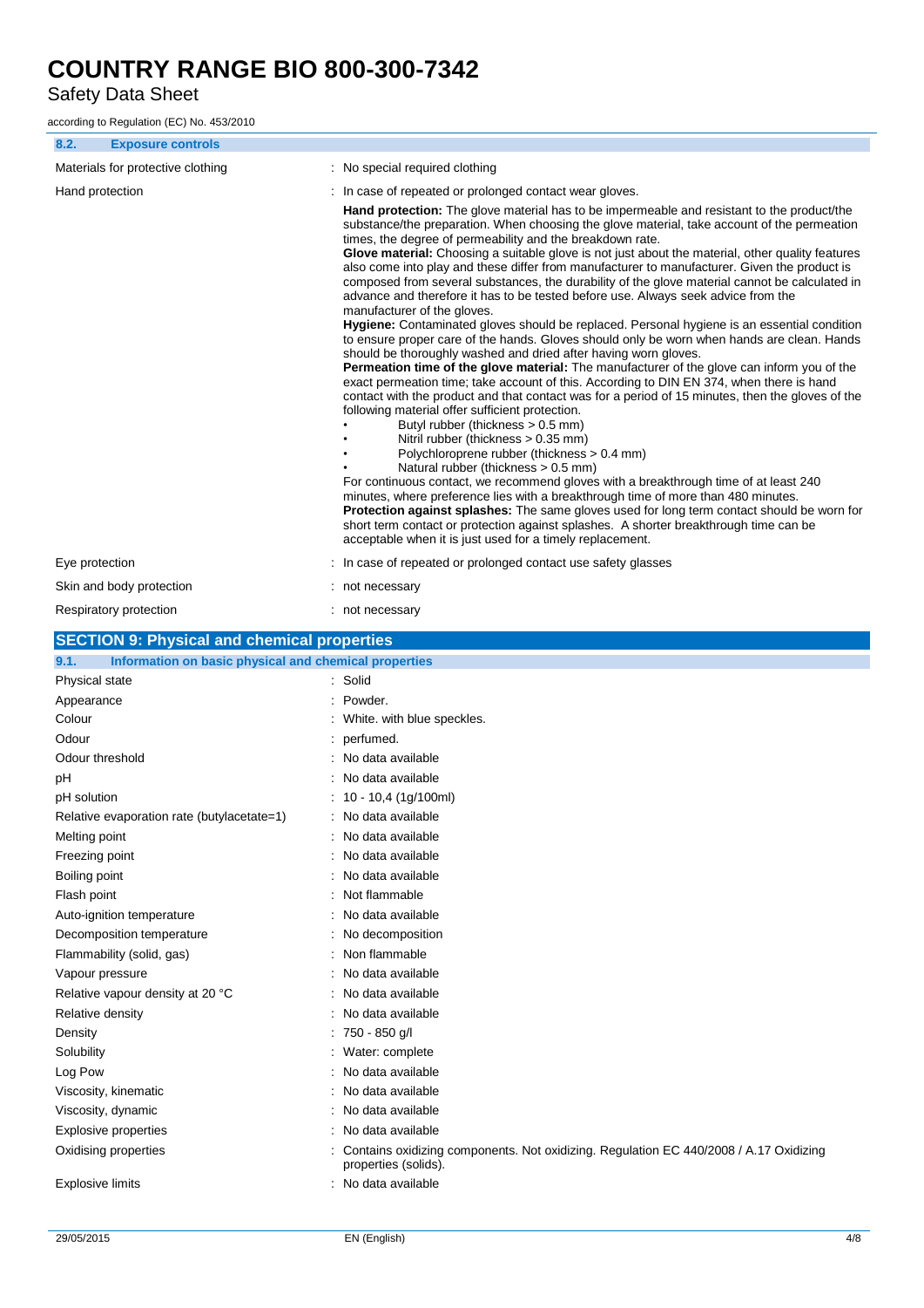### 8.2. Exposure controls

| | |
|---|---|
| Materials for protective clothing | : No special required clothing |
| Hand protection | : In case of repeated or prolonged contact wear gloves. |

**Hand protection:** The glove material has to be impermeable and resistant to the product/the substance/the preparation. When choosing the glove material, take account of the permeation times, the degree of permeability and the breakdown rate.
**Glove material:** Choosing a suitable glove is not just about the material, other quality features also come into play and these differ from manufacturer to manufacturer. Given the product is composed from several substances, the durability of the glove material cannot be calculated in advance and therefore it has to be tested before use. Always seek advice from the manufacturer of the gloves.
**Hygiene:** Contaminated gloves should be replaced. Personal hygiene is an essential condition to ensure proper care of the hands. Gloves should only be worn when hands are clean. Hands should be thoroughly washed and dried after having worn gloves.
**Permeation time of the glove material:** The manufacturer of the glove can inform you of the exact permeation time; take account of this. According to DIN EN 374, when there is hand contact with the product and that contact was for a period of 15 minutes, then the gloves of the following material offer sufficient protection.

- Butyl rubber (thickness > 0.5 mm)
- Nitril rubber (thickness > 0.35 mm)
- Polychloroprene rubber (thickness > 0.4 mm)
- Natural rubber (thickness > 0.5 mm)

For continuous contact, we recommend gloves with a breakthrough time of at least 240 minutes, where preference lies with a breakthrough time of more than 480 minutes.
**Protection against splashes:** The same gloves used for long term contact should be worn for short term contact or protection against splashes. A shorter breakthrough time can be acceptable when it is just used for a timely replacement.

| | |
|---|---|
| Eye protection | : In case of repeated or prolonged contact use safety glasses |
| Skin and body protection | : not necessary |
| Respiratory protection | : not necessary |

## SECTION 9: Physical and chemical properties

### 9.1. Information on basic physical and chemical properties

| | |
|---|---|
| Physical state | : Solid |
| Appearance | : Powder. |
| Colour | : White. with blue speckles. |
| Odour | : perfumed. |
| Odour threshold | : No data available |
| pH | : No data available |
| pH solution | : 10 - 10,4 (1g/100ml) |
| Relative evaporation rate (butylacetate=1) | : No data available |
| Melting point | : No data available |
| Freezing point | : No data available |
| Boiling point | : No data available |
| Flash point | : Not flammable |
| Auto-ignition temperature | : No data available |
| Decomposition temperature | : No decomposition |
| Flammability (solid, gas) | : Non flammable |
| Vapour pressure | : No data available |
| Relative vapour density at 20 °C | : No data available |
| Relative density | : No data available |
| Density | : 750 - 850 g/l |
| Solubility | : Water: complete |
| Log Pow | : No data available |
| Viscosity, kinematic | : No data available |
| Viscosity, dynamic | : No data available |
| Explosive properties | : No data available |
| Oxidising properties | : Contains oxidizing components. Not oxidizing. Regulation EC 440/2008 / A.17 Oxidizing properties (solids). |
| Explosive limits | : No data available |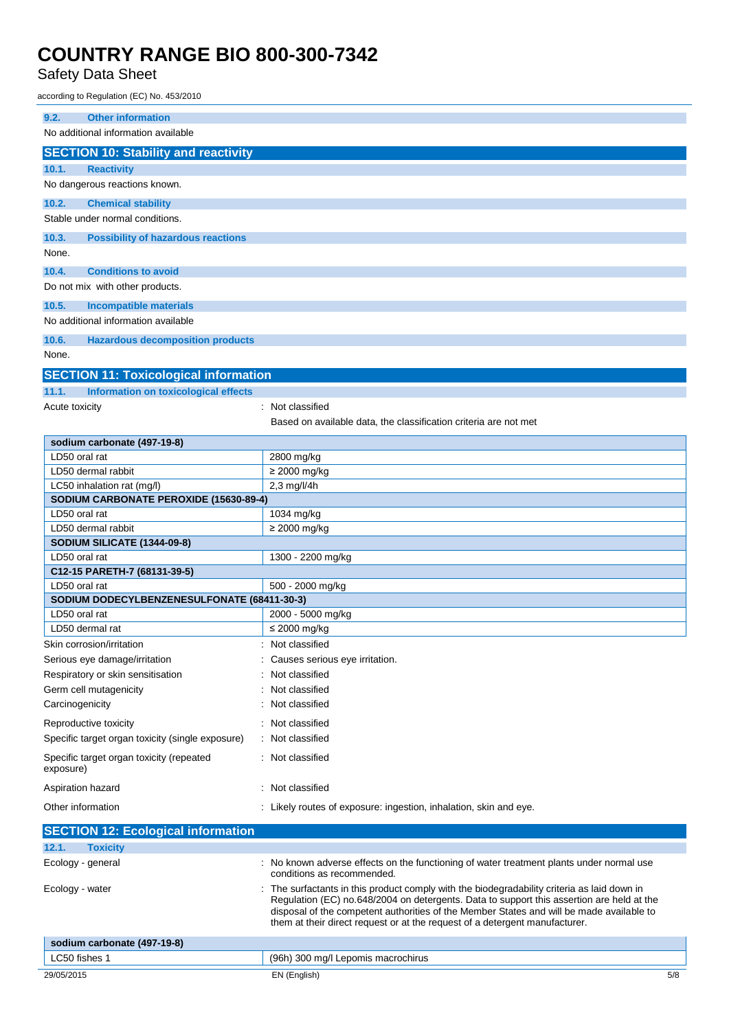### 9.2. Other information

No additional information available

## SECTION 10: Stability and reactivity

### 10.1. Reactivity

No dangerous reactions known.

### 10.2. Chemical stability

Stable under normal conditions.

### 10.3. Possibility of hazardous reactions

None.

### 10.4. Conditions to avoid

Do not mix with other products.

### 10.5. Incompatible materials

No additional information available

### 10.6. Hazardous decomposition products

None.

## SECTION 11: Toxicological information

### 11.1. Information on toxicological effects

Acute toxicity : Not classified

Based on available data, the classification criteria are not met

| sodium carbonate (497-19-8) | |
|---|---|
| LD50 oral rat | 2800 mg/kg |
| LD50 dermal rabbit | ≥ 2000 mg/kg |
| LC50 inhalation rat (mg/l) | 2,3 mg/l/4h |
| **SODIUM CARBONATE PEROXIDE (15630-89-4)** | |
| LD50 oral rat | 1034 mg/kg |
| LD50 dermal rabbit | ≥ 2000 mg/kg |
| **SODIUM SILICATE (1344-09-8)** | |
| LD50 oral rat | 1300 - 2200 mg/kg |
| **C12-15 PARETH-7 (68131-39-5)** | |
| LD50 oral rat | 500 - 2000 mg/kg |
| **SODIUM DODECYLBENZENESULFONATE (68411-30-3)** | |
| LD50 oral rat | 2000 - 5000 mg/kg |
| LD50 dermal rat | ≤ 2000 mg/kg |

Skin corrosion/irritation : Not classified

Serious eye damage/irritation : Causes serious eye irritation.

Respiratory or skin sensitisation : Not classified

Germ cell mutagenicity : Not classified

Carcinogenicity : Not classified

Reproductive toxicity : Not classified

Specific target organ toxicity (single exposure) : Not classified

Specific target organ toxicity (repeated exposure) : Not classified

Aspiration hazard : Not classified

Other information : Likely routes of exposure: ingestion, inhalation, skin and eye.

## SECTION 12: Ecological information

### 12.1. Toxicity

Ecology - general : No known adverse effects on the functioning of water treatment plants under normal use conditions as recommended.

Ecology - water : The surfactants in this product comply with the biodegradability criteria as laid down in Regulation (EC) no.648/2004 on detergents. Data to support this assertion are held at the disposal of the competent authorities of the Member States and will be made available to them at their direct request or at the request of a detergent manufacturer.

| sodium carbonate (497-19-8) | |
|---|---|
| LC50 fishes 1 | (96h) 300 mg/l Lepomis macrochirus |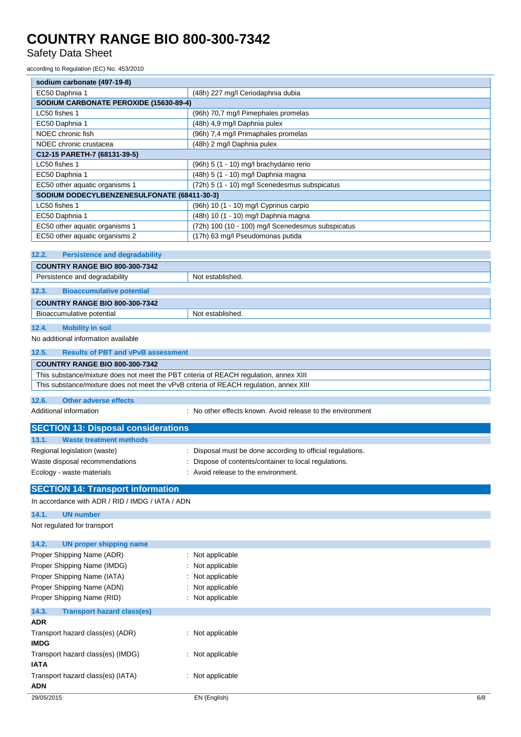| sodium carbonate (497-19-8) | |
| --- | --- |
| EC50 Daphnia 1 | (48h) 227 mg/l Ceriodaphnia dubia |
| **SODIUM CARBONATE PEROXIDE (15630-89-4)** | |
| LC50 fishes 1 | (96h) 70,7 mg/l Pimephales promelas |
| EC50 Daphnia 1 | (48h) 4,9 mg/l Daphnia pulex |
| NOEC chronic fish | (96h) 7,4 mg/l Primaphales promelas |
| NOEC chronic crustacea | (48h) 2 mg/l Daphnia pulex |
| **C12-15 PARETH-7 (68131-39-5)** | |
| LC50 fishes 1 | (96h) 5 (1 - 10) mg/l brachydanio rerio |
| EC50 Daphnia 1 | (48h) 5 (1 - 10) mg/l Daphnia magna |
| EC50 other aquatic organisms 1 | (72h) 5 (1 - 10) mg/l Scenedesmus subspicatus |
| **SODIUM DODECYLBENZENESULFONATE (68411-30-3)** | |
| LC50 fishes 1 | (96h) 10 (1 - 10) mg/l Cyprinus carpio |
| EC50 Daphnia 1 | (48h) 10 (1 - 10) mg/l Daphnia magna |
| EC50 other aquatic organisms 1 | (72h) 100 (10 - 100) mg/l Scenedesmus subspicatus |
| EC50 other aquatic organisms 2 | (17h) 63 mg/l Pseudomonas putida |

### 12.2. Persistence and degradability

| COUNTRY RANGE BIO 800-300-7342 | |
| --- | --- |
| Persistence and degradability | Not established. |

### 12.3. Bioaccumulative potential

| COUNTRY RANGE BIO 800-300-7342 | |
| --- | --- |
| Bioaccumulative potential | Not established. |

### 12.4. Mobility in soil

No additional information available

### 12.5. Results of PBT and vPvB assessment

| COUNTRY RANGE BIO 800-300-7342 |
| --- |
| This substance/mixture does not meet the PBT criteria of REACH regulation, annex XIII |
| This substance/mixture does not meet the vPvB criteria of REACH regulation, annex XIII |

### 12.6. Other adverse effects

Additional information : No other effects known. Avoid release to the environment

## SECTION 13: Disposal considerations

### 13.1. Waste treatment methods

Regional legislation (waste) : Disposal must be done according to official regulations.

Waste disposal recommendations : Dispose of contents/container to local regulations.

Ecology - waste materials : Avoid release to the environment.

## SECTION 14: Transport information

In accordance with ADR / RID / IMDG / IATA / ADN

### 14.1. UN number

Not regulated for transport

### 14.2. UN proper shipping name

Proper Shipping Name (ADR) : Not applicable

Proper Shipping Name (IMDG) : Not applicable

Proper Shipping Name (IATA) : Not applicable

Proper Shipping Name (ADN) : Not applicable

Proper Shipping Name (RID) : Not applicable

### 14.3. Transport hazard class(es)

**ADR**

Transport hazard class(es) (ADR) : Not applicable

**IMDG**

Transport hazard class(es) (IMDG) : Not applicable

**IATA**

Transport hazard class(es) (IATA) : Not applicable

**ADN**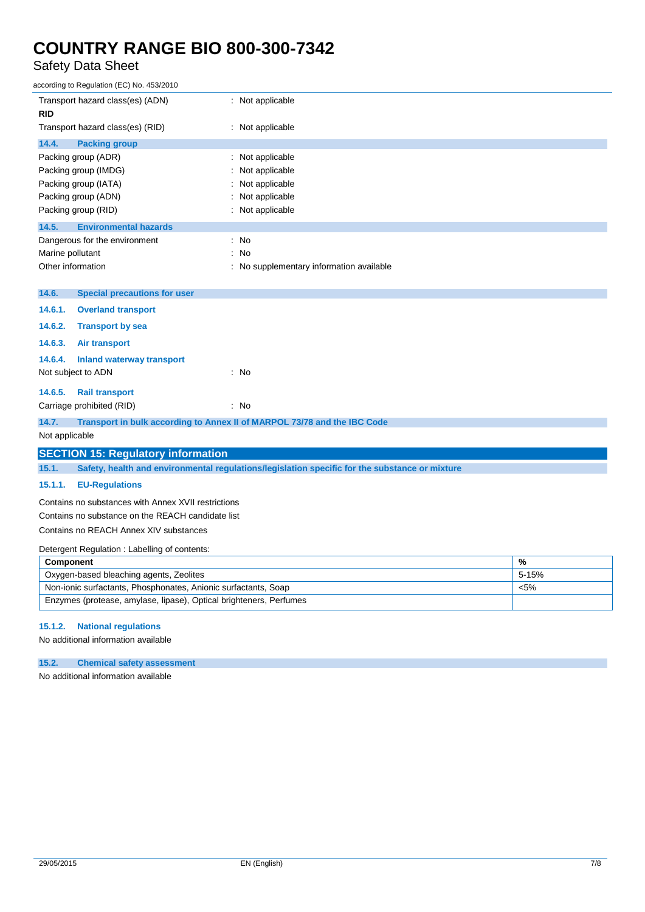Transport hazard class(es) (ADN) : Not applicable

**RID**

Transport hazard class(es) (RID) : Not applicable

### 14.4. Packing group

Packing group (ADR) : Not applicable

Packing group (IMDG) : Not applicable

Packing group (IATA) : Not applicable

Packing group (ADN) : Not applicable

Packing group (RID) : Not applicable

### 14.5. Environmental hazards

Dangerous for the environment : No

Marine pollutant : No

Other information : No supplementary information available

### 14.6. Special precautions for user

#### 14.6.1. Overland transport

#### 14.6.2. Transport by sea

#### 14.6.3. Air transport

#### 14.6.4. Inland waterway transport

Not subject to ADN : No

#### 14.6.5. Rail transport

Carriage prohibited (RID) : No

### 14.7. Transport in bulk according to Annex II of MARPOL 73/78 and the IBC Code

Not applicable

## SECTION 15: Regulatory information

### 15.1. Safety, health and environmental regulations/legislation specific for the substance or mixture

#### 15.1.1. EU-Regulations

Contains no substances with Annex XVII restrictions

Contains no substance on the REACH candidate list

Contains no REACH Annex XIV substances

Detergent Regulation : Labelling of contents:

| Component | % |
|---|---|
| Oxygen-based bleaching agents, Zeolites | 5-15% |
| Non-ionic surfactants, Phosphonates, Anionic surfactants, Soap | <5% |
| Enzymes (protease, amylase, lipase), Optical brighteners, Perfumes | |

#### 15.1.2. National regulations

No additional information available

### 15.2. Chemical safety assessment

No additional information available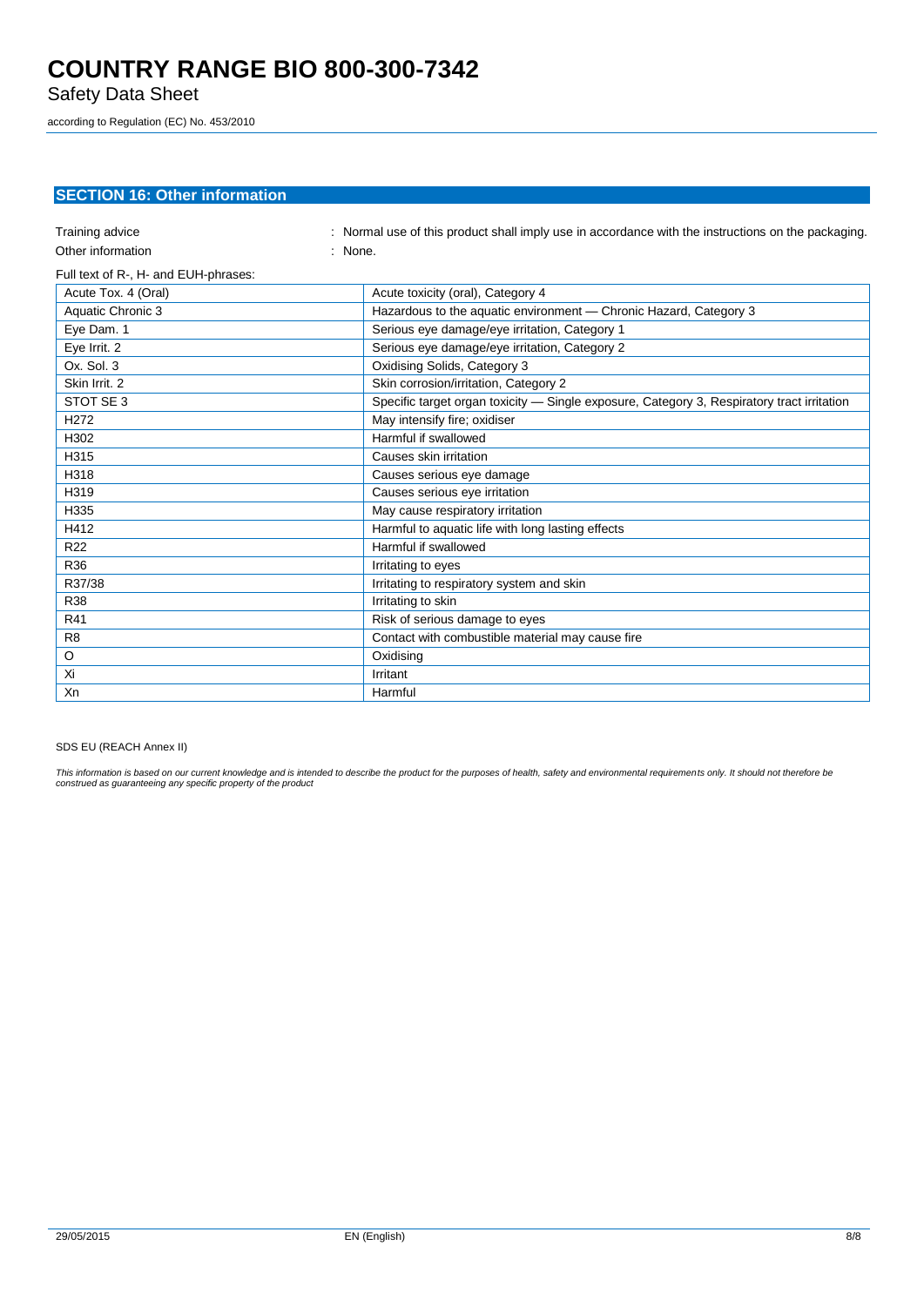## SECTION 16: Other information

Training advice : Normal use of this product shall imply use in accordance with the instructions on the packaging.

Other information : None.

Full text of R-, H- and EUH-phrases:

| | |
|---|---|
| Acute Tox. 4 (Oral) | Acute toxicity (oral), Category 4 |
| Aquatic Chronic 3 | Hazardous to the aquatic environment — Chronic Hazard, Category 3 |
| Eye Dam. 1 | Serious eye damage/eye irritation, Category 1 |
| Eye Irrit. 2 | Serious eye damage/eye irritation, Category 2 |
| Ox. Sol. 3 | Oxidising Solids, Category 3 |
| Skin Irrit. 2 | Skin corrosion/irritation, Category 2 |
| STOT SE 3 | Specific target organ toxicity — Single exposure, Category 3, Respiratory tract irritation |
| H272 | May intensify fire; oxidiser |
| H302 | Harmful if swallowed |
| H315 | Causes skin irritation |
| H318 | Causes serious eye damage |
| H319 | Causes serious eye irritation |
| H335 | May cause respiratory irritation |
| H412 | Harmful to aquatic life with long lasting effects |
| R22 | Harmful if swallowed |
| R36 | Irritating to eyes |
| R37/38 | Irritating to respiratory system and skin |
| R38 | Irritating to skin |
| R41 | Risk of serious damage to eyes |
| R8 | Contact with combustible material may cause fire |
| O | Oxidising |
| Xi | Irritant |
| Xn | Harmful |

SDS EU (REACH Annex II)

*This information is based on our current knowledge and is intended to describe the product for the purposes of health, safety and environmental requirements only. It should not therefore be construed as guaranteeing any specific property of the product*